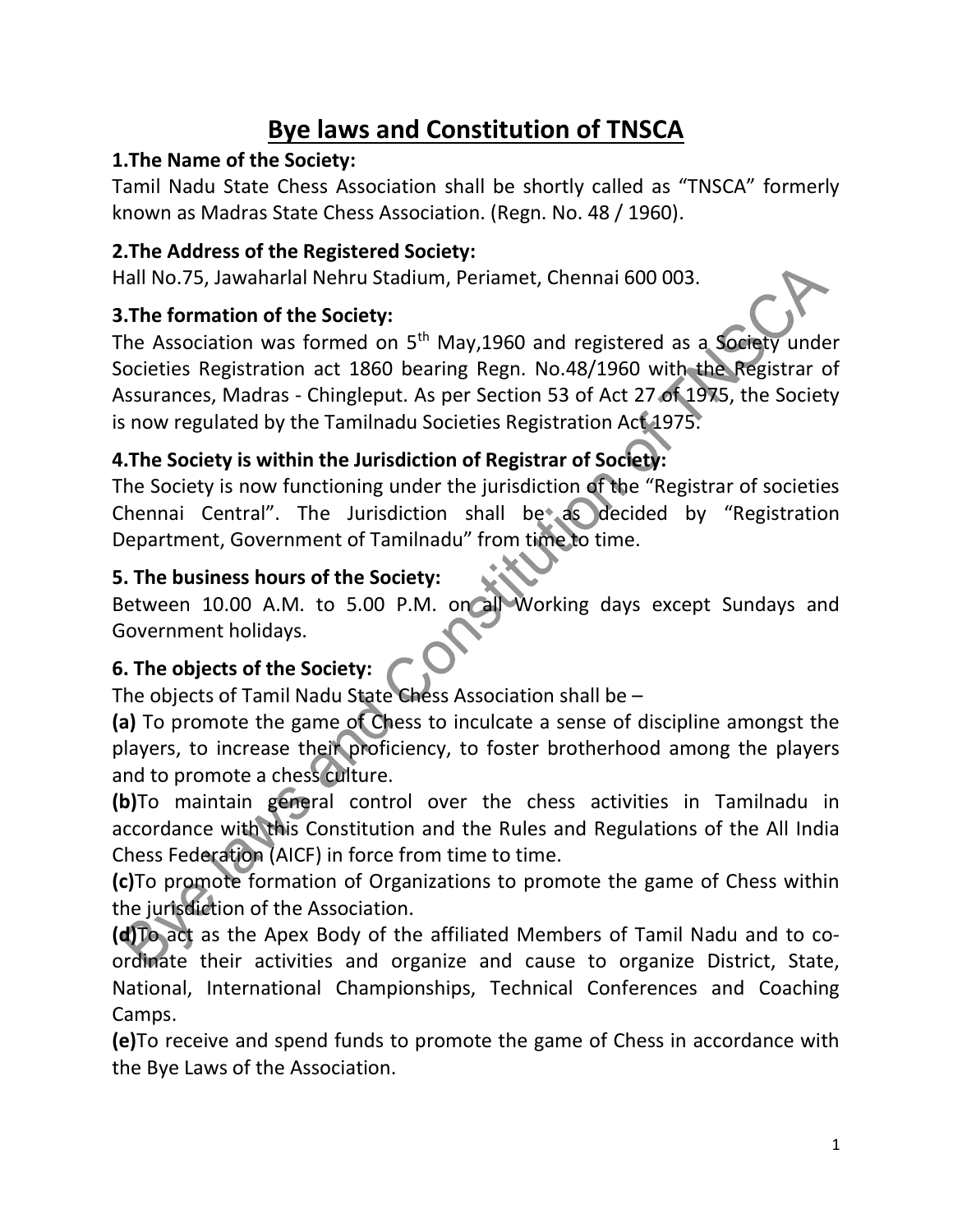# Bye laws and Constitution of TNSCA

### 1.The Name of the Society:

Tamil Nadu State Chess Association shall be shortly called as "TNSCA" formerly known as Madras State Chess Association. (Regn. No. 48 / 1960).

### 2.The Address of the Registered Society:

Hall No.75, Jawaharlal Nehru Stadium, Periamet, Chennai 600 003.

### 3.The formation of the Society:

The Association was formed on 5th May,1960 and registered as a Society under Societies Registration act 1860 bearing Regn. No.48/1960 with the Registrar of Assurances, Madras - Chingleput. As per Section 53 of Act 27 of 1975, the Society is now regulated by the Tamilnadu Societies Registration Act 1975.

### 4.The Society is within the Jurisdiction of Registrar of Society:

The Society is now functioning under the jurisdiction of the "Registrar of societies Chennai Central". The Jurisdiction shall be as decided by "Registration Department, Government of Tamilnadu" from time to time.

### 5. The business hours of the Society:

Between 10.00 A.M. to 5.00 P.M. on all Working days except Sundays and Government holidays.

### 6. The objects of the Society:

The objects of Tamil Nadu State Chess Association shall be –

**(a)** To promote the game of Chess to inculcate a sense of discipline amongst the players, to increase their proficiency, to foster brotherhood among the players and to promote a chess culture.

**(b)**To maintain general control over the chess activities in Tamilnadu in accordance with this Constitution and the Rules and Regulations of the All India Chess Federation (AICF) in force from time to time.

**(c)**To promote formation of Organizations to promote the game of Chess within the jurisdiction of the Association.

**(d)**To act as the Apex Body of the affiliated Members of Tamil Nadu and to co-ordinate their activities and organize and cause to organize District, State, National, International Championships, Technical Conferences and Coaching Camps.

**(e)**To receive and spend funds to promote the game of Chess in accordance with the Bye Laws of the Association.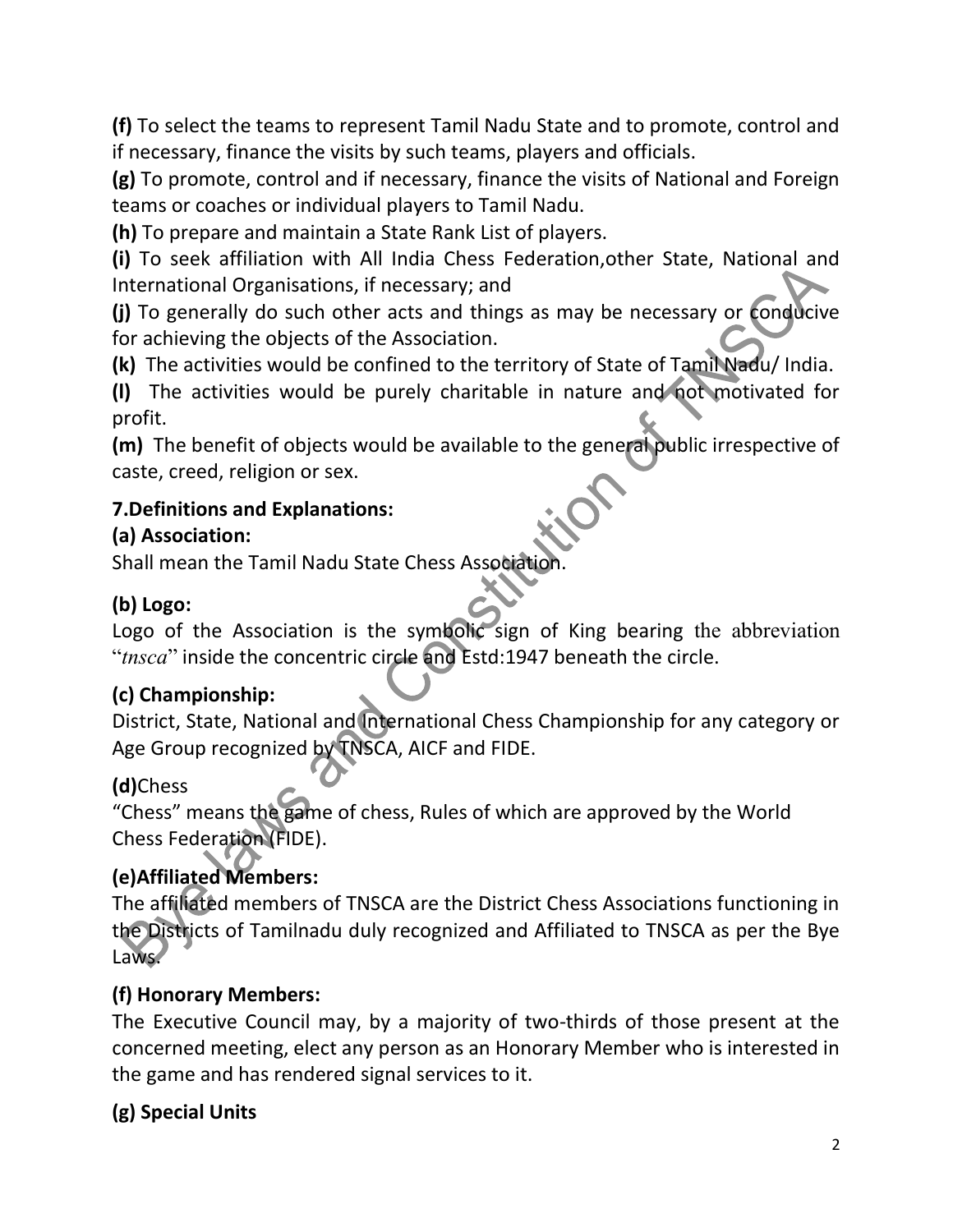**(f)** To select the teams to represent Tamil Nadu State and to promote, control and if necessary, finance the visits by such teams, players and officials.

**(g)** To promote, control and if necessary, finance the visits of National and Foreign teams or coaches or individual players to Tamil Nadu.

**(h)** To prepare and maintain a State Rank List of players.

**(i)** To seek affiliation with All India Chess Federation,other State, National and International Organisations, if necessary; and

**(j)** To generally do such other acts and things as may be necessary or conducive for achieving the objects of the Association.

**(k)** The activities would be confined to the territory of State of Tamil Nadu/ India.

**(l)** The activities would be purely charitable in nature and not motivated for profit.

**(m)** The benefit of objects would be available to the general public irrespective of caste, creed, religion or sex.

### 7.Definitions and Explanations:

**(a) Association:**

Shall mean the Tamil Nadu State Chess Association.

**(b) Logo:**

Logo of the Association is the symbolic sign of King bearing the abbreviation "*tnsca*" inside the concentric circle and Estd:1947 beneath the circle.

**(c) Championship:**

District, State, National and International Chess Championship for any category or Age Group recognized by TNSCA, AICF and FIDE.

**(d)**Chess

"Chess" means the game of chess, Rules of which are approved by the World Chess Federation (FIDE).

**(e)Affiliated Members:**

The affiliated members of TNSCA are the District Chess Associations functioning in the Districts of Tamilnadu duly recognized and Affiliated to TNSCA as per the Bye Laws.

**(f) Honorary Members:**

The Executive Council may, by a majority of two-thirds of those present at the concerned meeting, elect any person as an Honorary Member who is interested in the game and has rendered signal services to it.

**(g) Special Units**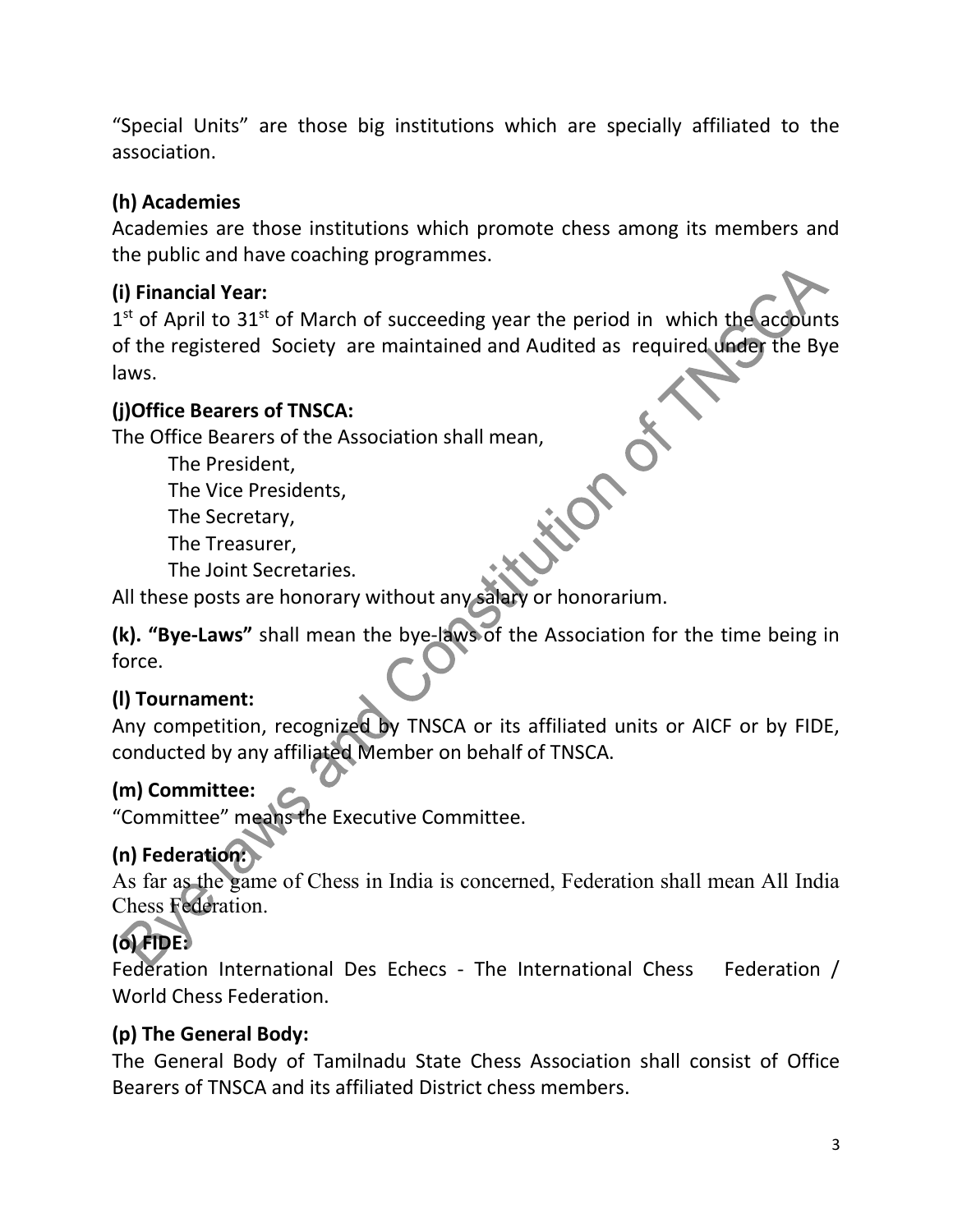"Special Units" are those big institutions which are specially affiliated to the association.

### (h) Academies

Academies are those institutions which promote chess among its members and the public and have coaching programmes.

### (i) Financial Year:

1st of April to 31st of March of succeeding year the period in which the accounts of the registered Society are maintained and Audited as required under the Bye laws.

### (j)Office Bearers of TNSCA:

The Office Bearers of the Association shall mean,

- The President,
- The Vice Presidents,
- The Secretary,
- The Treasurer,
- The Joint Secretaries.

All these posts are honorary without any salary or honorarium.

**(k). "Bye-Laws"** shall mean the bye-laws of the Association for the time being in force.

### (l) Tournament:

Any competition, recognized by TNSCA or its affiliated units or AICF or by FIDE, conducted by any affiliated Member on behalf of TNSCA.

### (m) Committee:

"Committee" means the Executive Committee.

### (n) Federation:

As far as the game of Chess in India is concerned, Federation shall mean All India Chess Federation.

### (o) FIDE:

Federation International Des Echecs - The International Chess Federation / World Chess Federation.

### (p) The General Body:

The General Body of Tamilnadu State Chess Association shall consist of Office Bearers of TNSCA and its affiliated District chess members.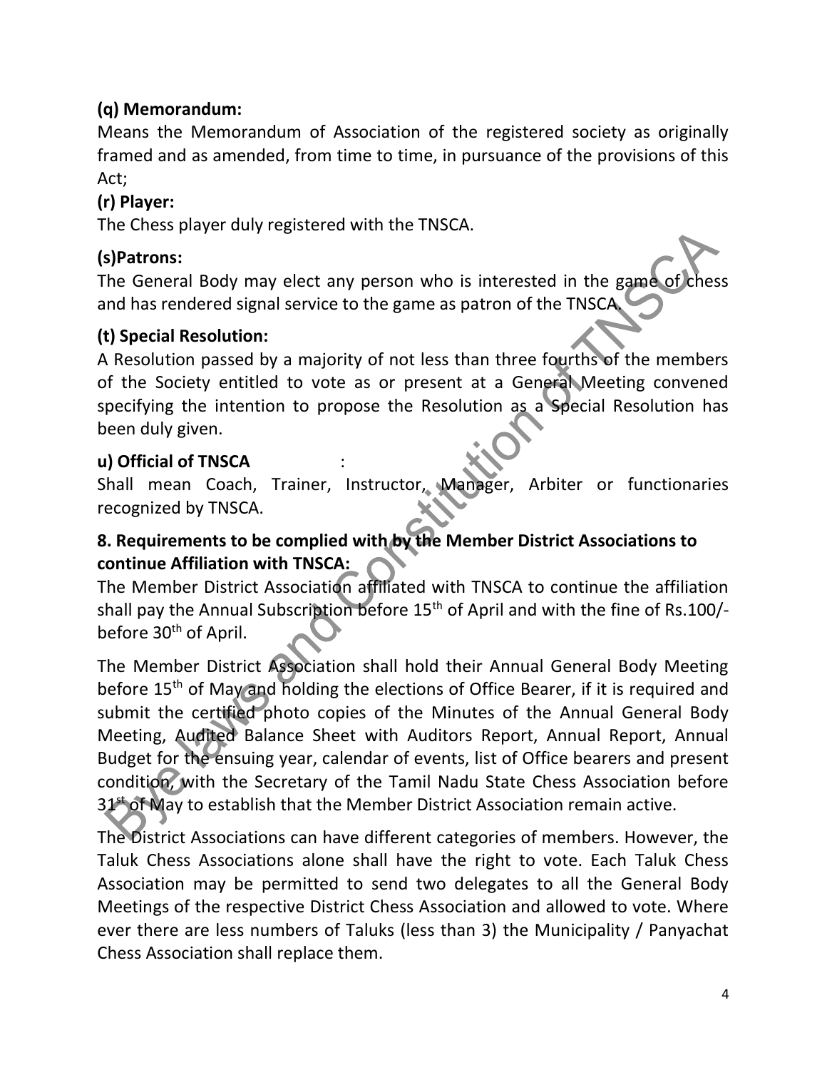**(q) Memorandum:**

Means the Memorandum of Association of the registered society as originally framed and as amended, from time to time, in pursuance of the provisions of this Act;

**(r) Player:**

The Chess player duly registered with the TNSCA.

**(s)Patrons:**

The General Body may elect any person who is interested in the game of chess and has rendered signal service to the game as patron of the TNSCA.

**(t) Special Resolution:**

A Resolution passed by a majority of not less than three fourths of the members of the Society entitled to vote as or present at a General Meeting convened specifying the intention to propose the Resolution as a Special Resolution has been duly given.

**u) Official of TNSCA** :

Shall mean Coach, Trainer, Instructor, Manager, Arbiter or functionaries recognized by TNSCA.

**8. Requirements to be complied with by the Member District Associations to continue Affiliation with TNSCA:**

The Member District Association affiliated with TNSCA to continue the affiliation shall pay the Annual Subscription before 15th of April and with the fine of Rs.100/- before 30th of April.

The Member District Association shall hold their Annual General Body Meeting before 15th of May and holding the elections of Office Bearer, if it is required and submit the certified photo copies of the Minutes of the Annual General Body Meeting, Audited Balance Sheet with Auditors Report, Annual Report, Annual Budget for the ensuing year, calendar of events, list of Office bearers and present condition, with the Secretary of the Tamil Nadu State Chess Association before 31st of May to establish that the Member District Association remain active.

The District Associations can have different categories of members. However, the Taluk Chess Associations alone shall have the right to vote. Each Taluk Chess Association may be permitted to send two delegates to all the General Body Meetings of the respective District Chess Association and allowed to vote. Where ever there are less numbers of Taluks (less than 3) the Municipality / Panyachat Chess Association shall replace them.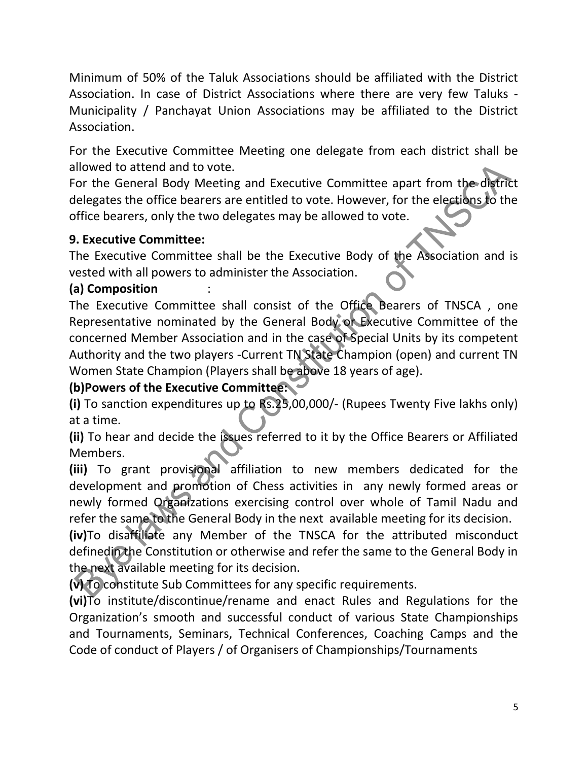Minimum of 50% of the Taluk Associations should be affiliated with the District Association. In case of District Associations where there are very few Taluks - Municipality / Panchayat Union Associations may be affiliated to the District Association.

For the Executive Committee Meeting one delegate from each district shall be allowed to attend and to vote.
For the General Body Meeting and Executive Committee apart from the district delegates the office bearers are entitled to vote. However, for the elections to the office bearers, only the two delegates may be allowed to vote.

**9. Executive Committee:**
The Executive Committee shall be the Executive Body of the Association and is vested with all powers to administer the Association.

**(a) Composition** :
The Executive Committee shall consist of the Office Bearers of TNSCA , one Representative nominated by the General Body or Executive Committee of the concerned Member Association and in the case of Special Units by its competent Authority and the two players -Current TN State Champion (open) and current TN Women State Champion (Players shall be above 18 years of age).

**(b)Powers of the Executive Committee:**

**(i)** To sanction expenditures up to Rs.25,00,000/- (Rupees Twenty Five lakhs only) at a time.

**(ii)** To hear and decide the issues referred to it by the Office Bearers or Affiliated Members.

**(iii)** To grant provisional affiliation to new members dedicated for the development and promotion of Chess activities in any newly formed areas or newly formed Organizations exercising control over whole of Tamil Nadu and refer the same to the General Body in the next available meeting for its decision.

**(iv)**To disaffiliate any Member of the TNSCA for the attributed misconduct definedin the Constitution or otherwise and refer the same to the General Body in the next available meeting for its decision.

**(v)** To constitute Sub Committees for any specific requirements.

**(vi)**To institute/discontinue/rename and enact Rules and Regulations for the Organization's smooth and successful conduct of various State Championships and Tournaments, Seminars, Technical Conferences, Coaching Camps and the Code of conduct of Players / of Organisers of Championships/Tournaments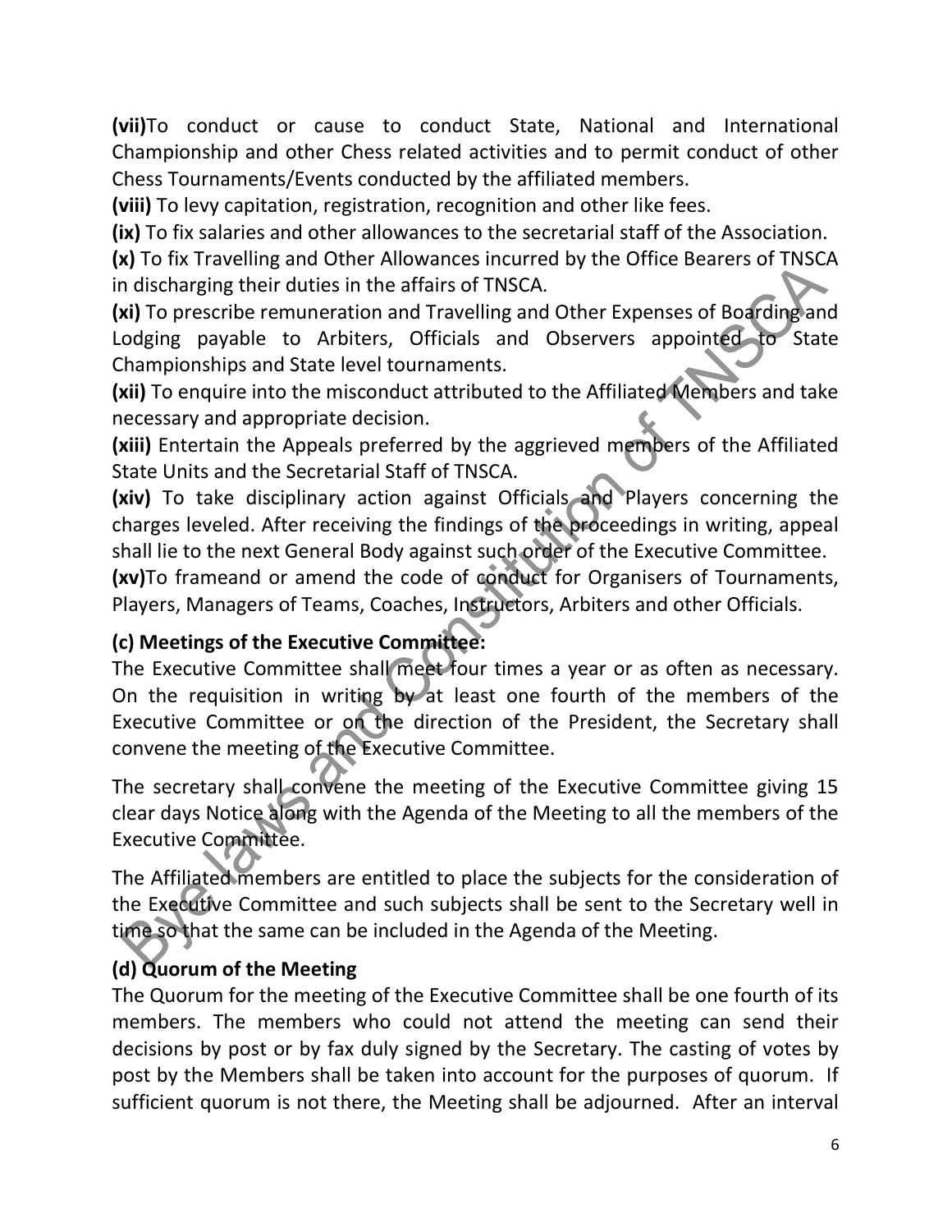**(vii)**To conduct or cause to conduct State, National and International Championship and other Chess related activities and to permit conduct of other Chess Tournaments/Events conducted by the affiliated members.

**(viii)** To levy capitation, registration, recognition and other like fees.

**(ix)** To fix salaries and other allowances to the secretarial staff of the Association.

**(x)** To fix Travelling and Other Allowances incurred by the Office Bearers of TNSCA in discharging their duties in the affairs of TNSCA.

**(xi)** To prescribe remuneration and Travelling and Other Expenses of Boarding and Lodging payable to Arbiters, Officials and Observers appointed to State Championships and State level tournaments.

**(xii)** To enquire into the misconduct attributed to the Affiliated Members and take necessary and appropriate decision.

**(xiii)** Entertain the Appeals preferred by the aggrieved members of the Affiliated State Units and the Secretarial Staff of TNSCA.

**(xiv)** To take disciplinary action against Officials and Players concerning the charges leveled. After receiving the findings of the proceedings in writing, appeal shall lie to the next General Body against such order of the Executive Committee.

**(xv)**To frameand or amend the code of conduct for Organisers of Tournaments, Players, Managers of Teams, Coaches, Instructors, Arbiters and other Officials.

### (c) Meetings of the Executive Committee:

The Executive Committee shall meet four times a year or as often as necessary. On the requisition in writing by at least one fourth of the members of the Executive Committee or on the direction of the President, the Secretary shall convene the meeting of the Executive Committee.

The secretary shall convene the meeting of the Executive Committee giving 15 clear days Notice along with the Agenda of the Meeting to all the members of the Executive Committee.

The Affiliated members are entitled to place the subjects for the consideration of the Executive Committee and such subjects shall be sent to the Secretary well in time so that the same can be included in the Agenda of the Meeting.

### (d) Quorum of the Meeting

The Quorum for the meeting of the Executive Committee shall be one fourth of its members. The members who could not attend the meeting can send their decisions by post or by fax duly signed by the Secretary. The casting of votes by post by the Members shall be taken into account for the purposes of quorum. If sufficient quorum is not there, the Meeting shall be adjourned. After an interval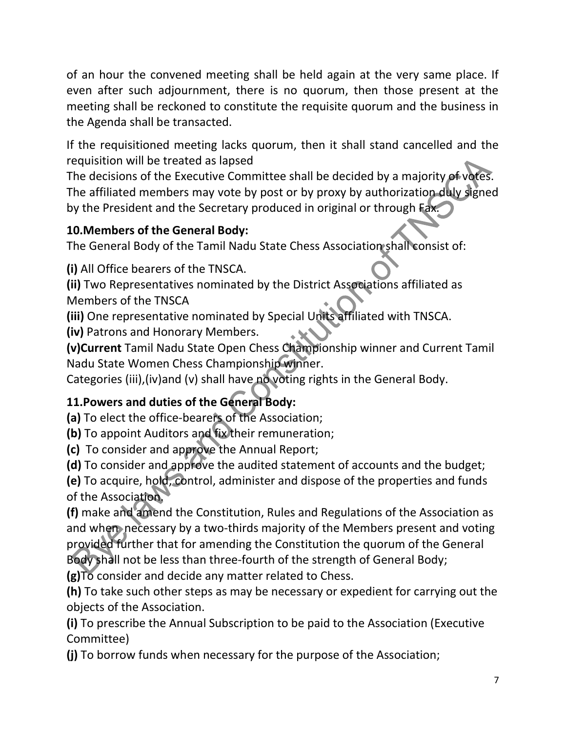of an hour the convened meeting shall be held again at the very same place. If even after such adjournment, there is no quorum, then those present at the meeting shall be reckoned to constitute the requisite quorum and the business in the Agenda shall be transacted.

If the requisitioned meeting lacks quorum, then it shall stand cancelled and the requisition will be treated as lapsed
The decisions of the Executive Committee shall be decided by a majority of votes. The affiliated members may vote by post or by proxy by authorization duly signed by the President and the Secretary produced in original or through Fax.

### 10.Members of the General Body:

The General Body of the Tamil Nadu State Chess Association shall consist of:

**(i)** All Office bearers of the TNSCA.
**(ii)** Two Representatives nominated by the District Associations affiliated as Members of the TNSCA
**(iii)** One representative nominated by Special Units affiliated with TNSCA.
**(iv)** Patrons and Honorary Members.
**(v)Current** Tamil Nadu State Open Chess Championship winner and Current Tamil Nadu State Women Chess Championship winner.
Categories (iii),(iv)and (v) shall have no voting rights in the General Body.

### 11.Powers and duties of the General Body:

**(a)** To elect the office-bearers of the Association;
**(b)** To appoint Auditors and fix their remuneration;
**(c)** To consider and approve the Annual Report;
**(d)** To consider and approve the audited statement of accounts and the budget;
**(e)** To acquire, hold, control, administer and dispose of the properties and funds of the Association.
**(f)** make and amend the Constitution, Rules and Regulations of the Association as and when necessary by a two-thirds majority of the Members present and voting provided further that for amending the Constitution the quorum of the General Body shall not be less than three-fourth of the strength of General Body;
**(g)**To consider and decide any matter related to Chess.
**(h)** To take such other steps as may be necessary or expedient for carrying out the objects of the Association.
**(i)** To prescribe the Annual Subscription to be paid to the Association (Executive Committee)
**(j)** To borrow funds when necessary for the purpose of the Association;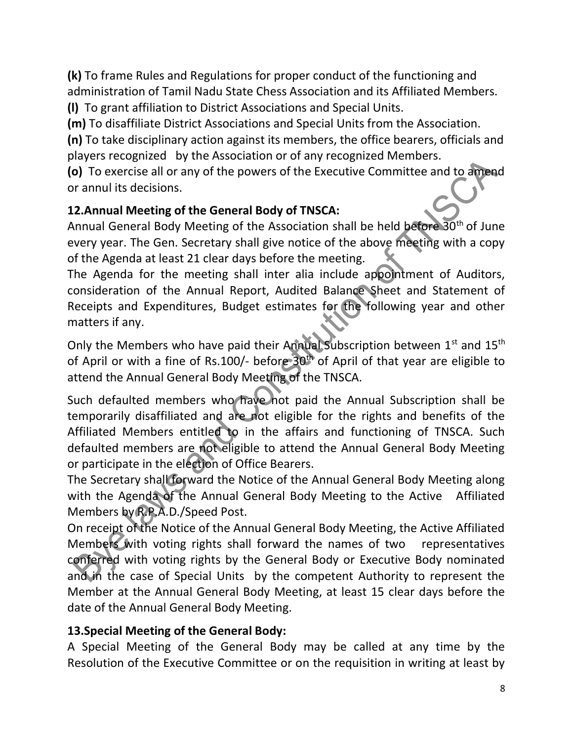**(k)** To frame Rules and Regulations for proper conduct of the functioning and administration of Tamil Nadu State Chess Association and its Affiliated Members.

**(l)** To grant affiliation to District Associations and Special Units.

**(m)** To disaffiliate District Associations and Special Units from the Association.

**(n)** To take disciplinary action against its members, the office bearers, officials and players recognized by the Association or of any recognized Members.

**(o)** To exercise all or any of the powers of the Executive Committee and to amend or annul its decisions.

## 12.Annual Meeting of the General Body of TNSCA:

Annual General Body Meeting of the Association shall be held before 30th of June every year. The Gen. Secretary shall give notice of the above meeting with a copy of the Agenda at least 21 clear days before the meeting.

The Agenda for the meeting shall inter alia include appointment of Auditors, consideration of the Annual Report, Audited Balance Sheet and Statement of Receipts and Expenditures, Budget estimates for the following year and other matters if any.

Only the Members who have paid their Annual Subscription between 1st and 15th of April or with a fine of Rs.100/- before 30th of April of that year are eligible to attend the Annual General Body Meeting of the TNSCA.

Such defaulted members who have not paid the Annual Subscription shall be temporarily disaffiliated and are not eligible for the rights and benefits of the Affiliated Members entitled to in the affairs and functioning of TNSCA. Such defaulted members are not eligible to attend the Annual General Body Meeting or participate in the election of Office Bearers.

The Secretary shall forward the Notice of the Annual General Body Meeting along with the Agenda of the Annual General Body Meeting to the Active Affiliated Members by R.P.A.D./Speed Post.

On receipt of the Notice of the Annual General Body Meeting, the Active Affiliated Members with voting rights shall forward the names of two representatives conferred with voting rights by the General Body or Executive Body nominated and in the case of Special Units by the competent Authority to represent the Member at the Annual General Body Meeting, at least 15 clear days before the date of the Annual General Body Meeting.

## 13.Special Meeting of the General Body:

A Special Meeting of the General Body may be called at any time by the Resolution of the Executive Committee or on the requisition in writing at least by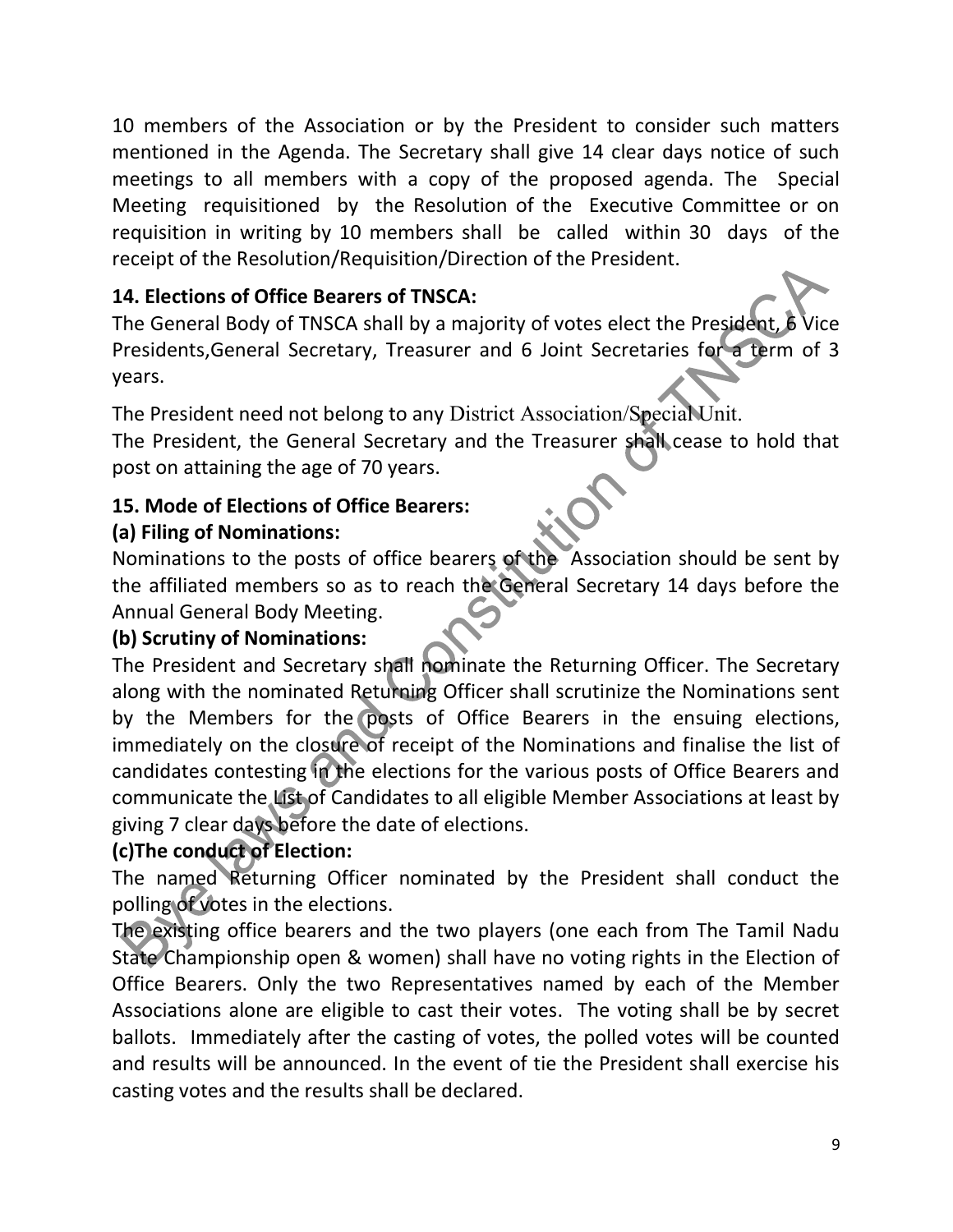10 members of the Association or by the President to consider such matters mentioned in the Agenda. The Secretary shall give 14 clear days notice of such meetings to all members with a copy of the proposed agenda. The Special Meeting requisitioned by the Resolution of the Executive Committee or on requisition in writing by 10 members shall be called within 30 days of the receipt of the Resolution/Requisition/Direction of the President.

**14. Elections of Office Bearers of TNSCA:**

The General Body of TNSCA shall by a majority of votes elect the President, 6 Vice Presidents,General Secretary, Treasurer and 6 Joint Secretaries for a term of 3 years.

The President need not belong to any District Association/Special Unit.

The President, the General Secretary and the Treasurer shall cease to hold that post on attaining the age of 70 years.

**15. Mode of Elections of Office Bearers:**

**(a) Filing of Nominations:**

Nominations to the posts of office bearers of the Association should be sent by the affiliated members so as to reach the General Secretary 14 days before the Annual General Body Meeting.

**(b) Scrutiny of Nominations:**

The President and Secretary shall nominate the Returning Officer. The Secretary along with the nominated Returning Officer shall scrutinize the Nominations sent by the Members for the posts of Office Bearers in the ensuing elections, immediately on the closure of receipt of the Nominations and finalise the list of candidates contesting in the elections for the various posts of Office Bearers and communicate the List of Candidates to all eligible Member Associations at least by giving 7 clear days before the date of elections.

**(c)The conduct of Election:**

The named Returning Officer nominated by the President shall conduct the polling of votes in the elections.

The existing office bearers and the two players (one each from The Tamil Nadu State Championship open & women) shall have no voting rights in the Election of Office Bearers. Only the two Representatives named by each of the Member Associations alone are eligible to cast their votes. The voting shall be by secret ballots. Immediately after the casting of votes, the polled votes will be counted and results will be announced. In the event of tie the President shall exercise his casting votes and the results shall be declared.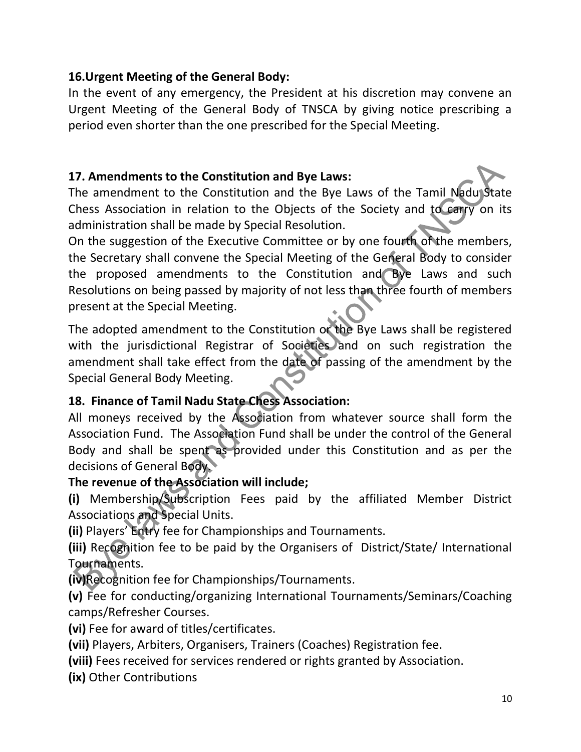### 16.Urgent Meeting of the General Body:

In the event of any emergency, the President at his discretion may convene an Urgent Meeting of the General Body of TNSCA by giving notice prescribing a period even shorter than the one prescribed for the Special Meeting.

### 17. Amendments to the Constitution and Bye Laws:

The amendment to the Constitution and the Bye Laws of the Tamil Nadu State Chess Association in relation to the Objects of the Society and to carry on its administration shall be made by Special Resolution.

On the suggestion of the Executive Committee or by one fourth of the members, the Secretary shall convene the Special Meeting of the General Body to consider the proposed amendments to the Constitution and Bye Laws and such Resolutions on being passed by majority of not less than three fourth of members present at the Special Meeting.

The adopted amendment to the Constitution or the Bye Laws shall be registered with the jurisdictional Registrar of Societies and on such registration the amendment shall take effect from the date of passing of the amendment by the Special General Body Meeting.

### 18. Finance of Tamil Nadu State Chess Association:

All moneys received by the Association from whatever source shall form the Association Fund. The Association Fund shall be under the control of the General Body and shall be spent as provided under this Constitution and as per the decisions of General Body.

**The revenue of the Association will include;**

**(i)** Membership/Subscription Fees paid by the affiliated Member District Associations and Special Units.

**(ii)** Players' Entry fee for Championships and Tournaments.

**(iii)** Recognition fee to be paid by the Organisers of District/State/ International Tournaments.

**(iv)**Recognition fee for Championships/Tournaments.

**(v)** Fee for conducting/organizing International Tournaments/Seminars/Coaching camps/Refresher Courses.

**(vi)** Fee for award of titles/certificates.

**(vii)** Players, Arbiters, Organisers, Trainers (Coaches) Registration fee.

**(viii)** Fees received for services rendered or rights granted by Association.

**(ix)** Other Contributions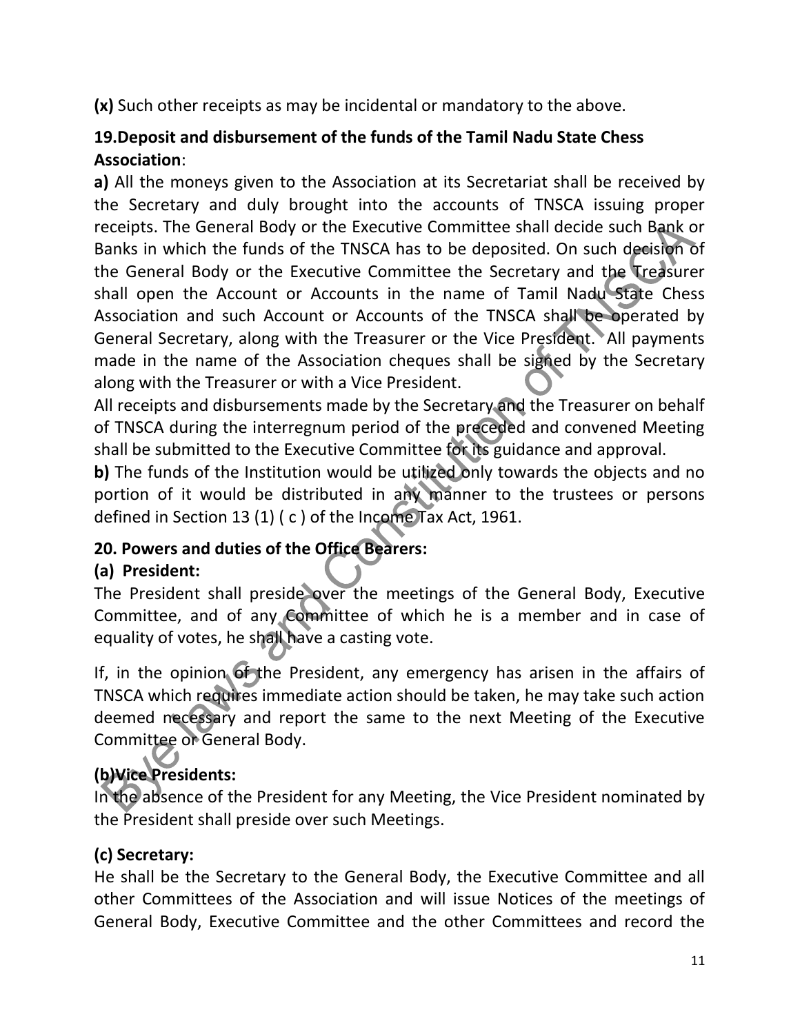**(x)** Such other receipts as may be incidental or mandatory to the above.

### 19. Deposit and disbursement of the funds of the Tamil Nadu State Chess Association:

**a)** All the moneys given to the Association at its Secretariat shall be received by the Secretary and duly brought into the accounts of TNSCA issuing proper receipts. The General Body or the Executive Committee shall decide such Bank or Banks in which the funds of the TNSCA has to be deposited. On such decision of the General Body or the Executive Committee the Secretary and the Treasurer shall open the Account or Accounts in the name of Tamil Nadu State Chess Association and such Account or Accounts of the TNSCA shall be operated by General Secretary, along with the Treasurer or the Vice President. All payments made in the name of the Association cheques shall be signed by the Secretary along with the Treasurer or with a Vice President.

All receipts and disbursements made by the Secretary and the Treasurer on behalf of TNSCA during the interregnum period of the preceded and convened Meeting shall be submitted to the Executive Committee for its guidance and approval.

**b)** The funds of the Institution would be utilized only towards the objects and no portion of it would be distributed in any manner to the trustees or persons defined in Section 13 (1) ( c ) of the Income Tax Act, 1961.

### 20. Powers and duties of the Office Bearers:

**(a) President:**

The President shall preside over the meetings of the General Body, Executive Committee, and of any Committee of which he is a member and in case of equality of votes, he shall have a casting vote.

If, in the opinion of the President, any emergency has arisen in the affairs of TNSCA which requires immediate action should be taken, he may take such action deemed necessary and report the same to the next Meeting of the Executive Committee or General Body.

**(b) Vice Presidents:**

In the absence of the President for any Meeting, the Vice President nominated by the President shall preside over such Meetings.

**(c) Secretary:**

He shall be the Secretary to the General Body, the Executive Committee and all other Committees of the Association and will issue Notices of the meetings of General Body, Executive Committee and the other Committees and record the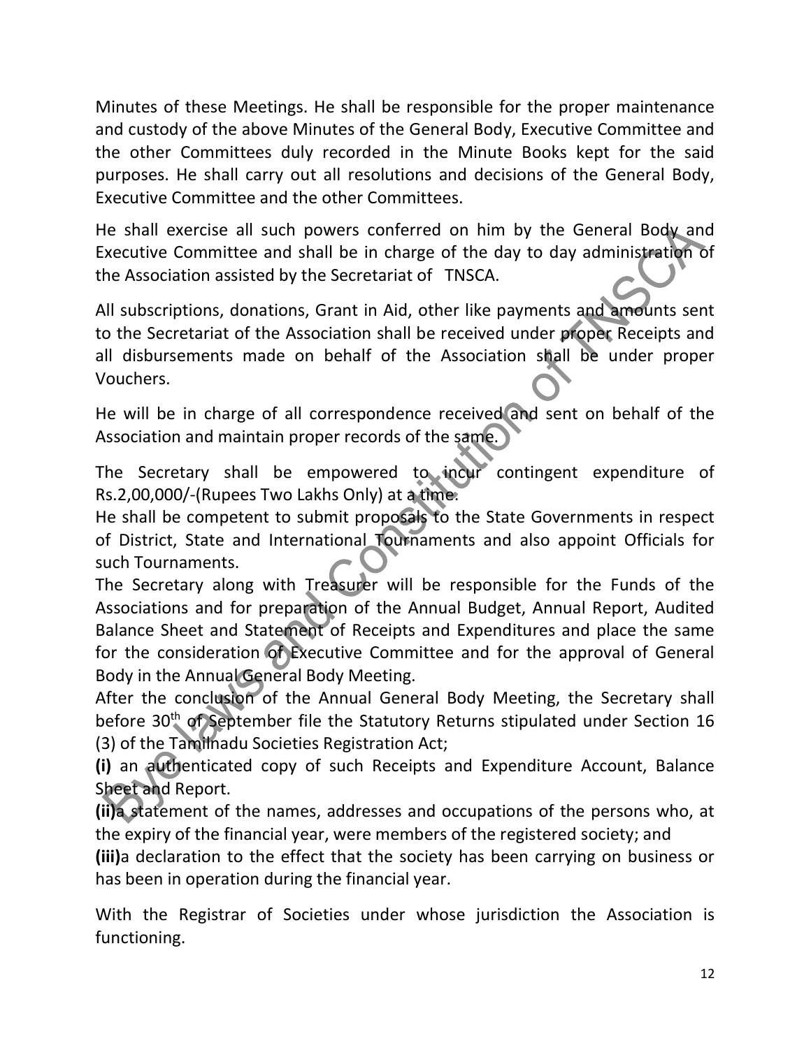Minutes of these Meetings. He shall be responsible for the proper maintenance and custody of the above Minutes of the General Body, Executive Committee and the other Committees duly recorded in the Minute Books kept for the said purposes. He shall carry out all resolutions and decisions of the General Body, Executive Committee and the other Committees.

He shall exercise all such powers conferred on him by the General Body and Executive Committee and shall be in charge of the day to day administration of the Association assisted by the Secretariat of TNSCA.

All subscriptions, donations, Grant in Aid, other like payments and amounts sent to the Secretariat of the Association shall be received under proper Receipts and all disbursements made on behalf of the Association shall be under proper Vouchers.

He will be in charge of all correspondence received and sent on behalf of the Association and maintain proper records of the same.

The Secretary shall be empowered to incur contingent expenditure of Rs.2,00,000/-(Rupees Two Lakhs Only) at a time.

He shall be competent to submit proposals to the State Governments in respect of District, State and International Tournaments and also appoint Officials for such Tournaments.

The Secretary along with Treasurer will be responsible for the Funds of the Associations and for preparation of the Annual Budget, Annual Report, Audited Balance Sheet and Statement of Receipts and Expenditures and place the same for the consideration of Executive Committee and for the approval of General Body in the Annual General Body Meeting.

After the conclusion of the Annual General Body Meeting, the Secretary shall before 30th of September file the Statutory Returns stipulated under Section 16 (3) of the Tamilnadu Societies Registration Act;

**(i)** an authenticated copy of such Receipts and Expenditure Account, Balance Sheet and Report.

**(ii)** a statement of the names, addresses and occupations of the persons who, at the expiry of the financial year, were members of the registered society; and

**(iii)** a declaration to the effect that the society has been carrying on business or has been in operation during the financial year.

With the Registrar of Societies under whose jurisdiction the Association is functioning.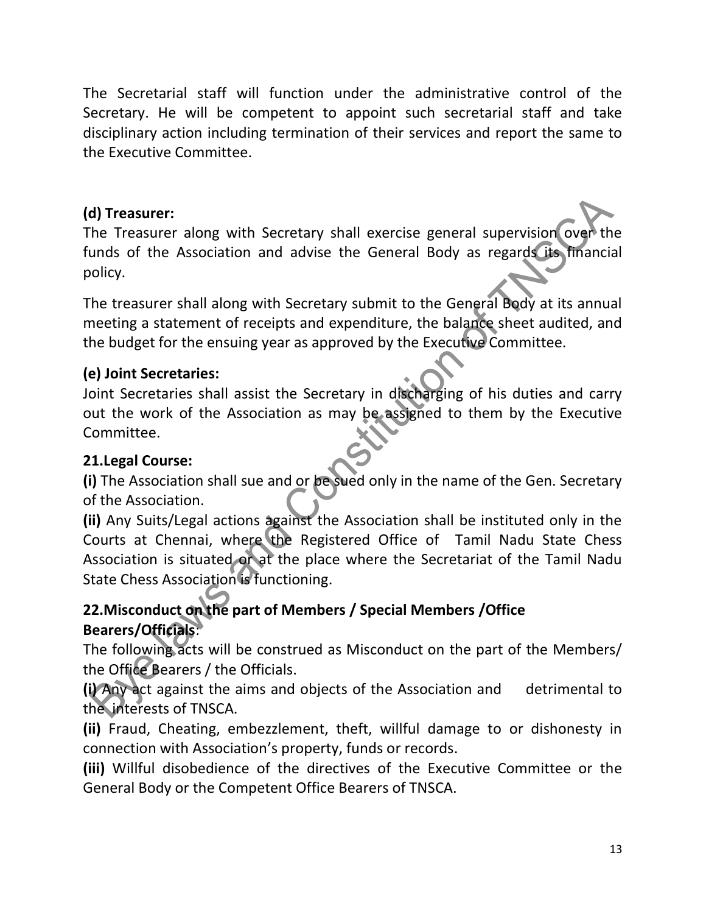The Secretarial staff will function under the administrative control of the Secretary. He will be competent to appoint such secretarial staff and take disciplinary action including termination of their services and report the same to the Executive Committee.

**(d) Treasurer:**

The Treasurer along with Secretary shall exercise general supervision over the funds of the Association and advise the General Body as regards its financial policy.

The treasurer shall along with Secretary submit to the General Body at its annual meeting a statement of receipts and expenditure, the balance sheet audited, and the budget for the ensuing year as approved by the Executive Committee.

**(e) Joint Secretaries:**

Joint Secretaries shall assist the Secretary in discharging of his duties and carry out the work of the Association as may be assigned to them by the Executive Committee.

**21.Legal Course:**

**(i)** The Association shall sue and or be sued only in the name of the Gen. Secretary of the Association.

**(ii)** Any Suits/Legal actions against the Association shall be instituted only in the Courts at Chennai, where the Registered Office of Tamil Nadu State Chess Association is situated or at the place where the Secretariat of the Tamil Nadu State Chess Association is functioning.

**22.Misconduct on the part of Members / Special Members /Office Bearers/Officials**:

The following acts will be construed as Misconduct on the part of the Members/ the Office Bearers / the Officials.

**(i)** Any act against the aims and objects of the Association and detrimental to the interests of TNSCA.

**(ii)** Fraud, Cheating, embezzlement, theft, willful damage to or dishonesty in connection with Association's property, funds or records.

**(iii)** Willful disobedience of the directives of the Executive Committee or the General Body or the Competent Office Bearers of TNSCA.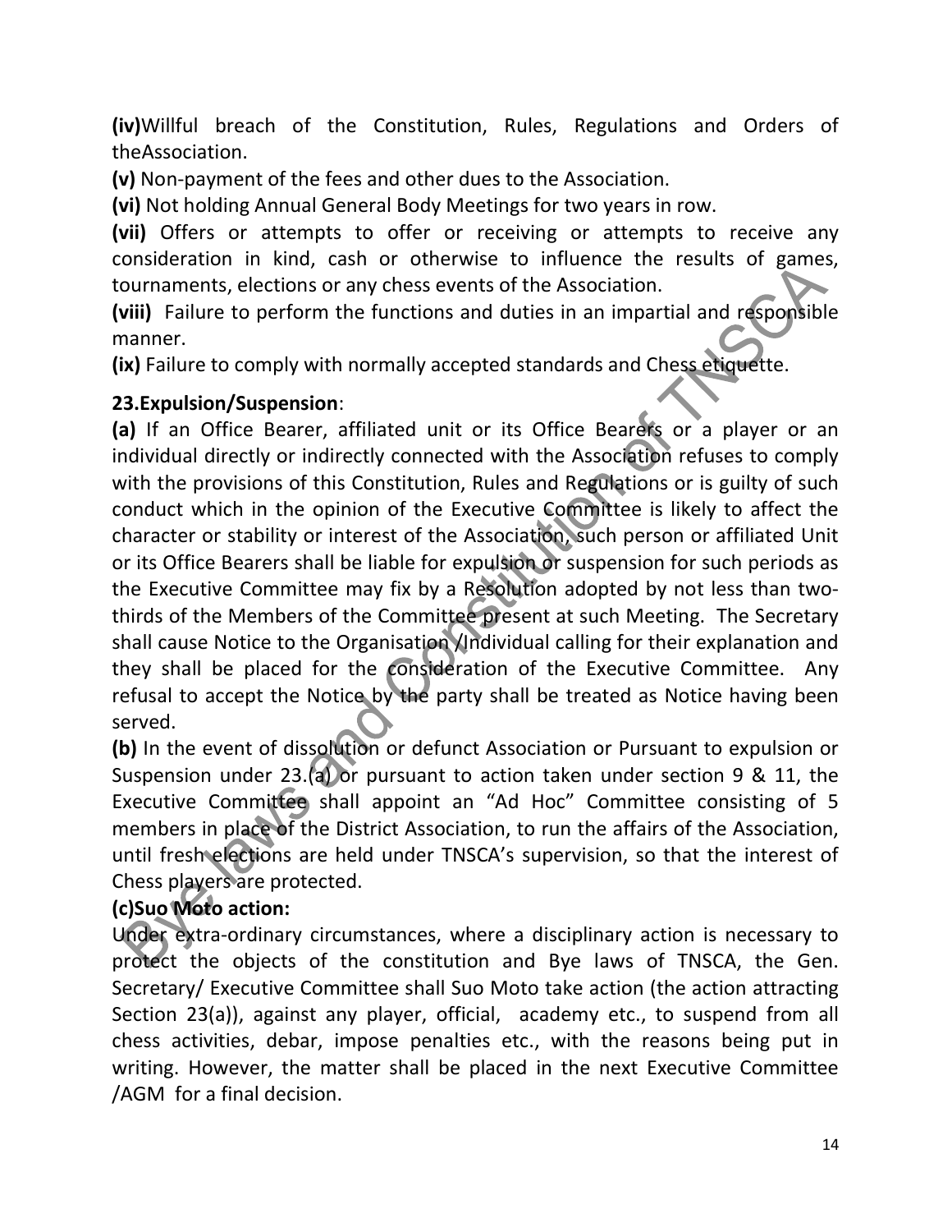**(iv)**Willful breach of the Constitution, Rules, Regulations and Orders of theAssociation.

**(v)** Non-payment of the fees and other dues to the Association.

**(vi)** Not holding Annual General Body Meetings for two years in row.

**(vii)** Offers or attempts to offer or receiving or attempts to receive any consideration in kind, cash or otherwise to influence the results of games, tournaments, elections or any chess events of the Association.

**(viii)** Failure to perform the functions and duties in an impartial and responsible manner.

**(ix)** Failure to comply with normally accepted standards and Chess etiquette.

**23.Expulsion/Suspension**:

**(a)** If an Office Bearer, affiliated unit or its Office Bearers or a player or an individual directly or indirectly connected with the Association refuses to comply with the provisions of this Constitution, Rules and Regulations or is guilty of such conduct which in the opinion of the Executive Committee is likely to affect the character or stability or interest of the Association, such person or affiliated Unit or its Office Bearers shall be liable for expulsion or suspension for such periods as the Executive Committee may fix by a Resolution adopted by not less than two-thirds of the Members of the Committee present at such Meeting. The Secretary shall cause Notice to the Organisation /Individual calling for their explanation and they shall be placed for the consideration of the Executive Committee. Any refusal to accept the Notice by the party shall be treated as Notice having been served.

**(b)** In the event of dissolution or defunct Association or Pursuant to expulsion or Suspension under 23.(a) or pursuant to action taken under section 9 & 11, the Executive Committee shall appoint an "Ad Hoc" Committee consisting of 5 members in place of the District Association, to run the affairs of the Association, until fresh elections are held under TNSCA's supervision, so that the interest of Chess players are protected.

**(c)Suo Moto action:**

Under extra-ordinary circumstances, where a disciplinary action is necessary to protect the objects of the constitution and Bye laws of TNSCA, the Gen. Secretary/ Executive Committee shall Suo Moto take action (the action attracting Section 23(a)), against any player, official, academy etc., to suspend from all chess activities, debar, impose penalties etc., with the reasons being put in writing. However, the matter shall be placed in the next Executive Committee /AGM for a final decision.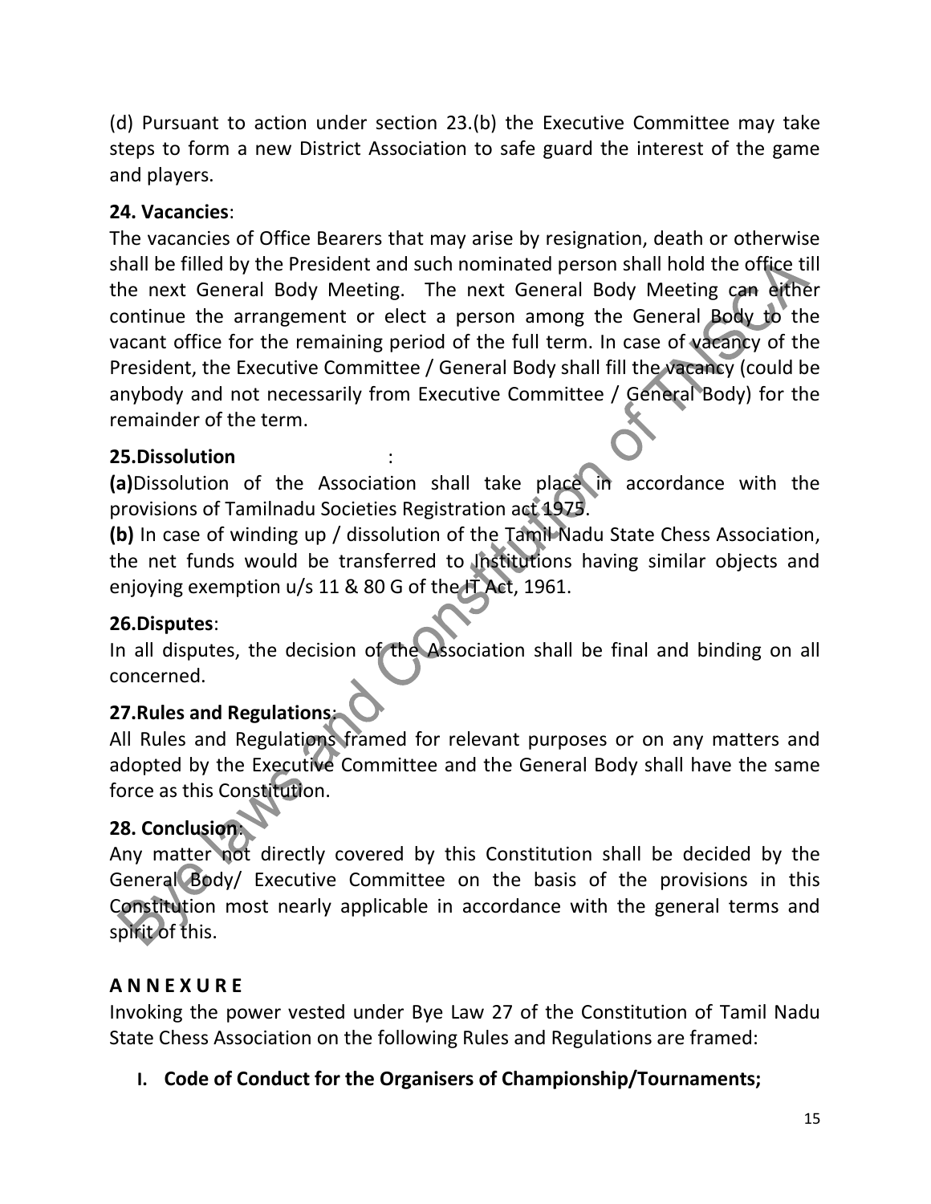(d) Pursuant to action under section 23.(b) the Executive Committee may take steps to form a new District Association to safe guard the interest of the game and players.

**24. Vacancies**:

The vacancies of Office Bearers that may arise by resignation, death or otherwise shall be filled by the President and such nominated person shall hold the office till the next General Body Meeting. The next General Body Meeting can either continue the arrangement or elect a person among the General Body to the vacant office for the remaining period of the full term. In case of vacancy of the President, the Executive Committee / General Body shall fill the vacancy (could be anybody and not necessarily from Executive Committee / General Body) for the remainder of the term.

**25.Dissolution** :

**(a)**Dissolution of the Association shall take place in accordance with the provisions of Tamilnadu Societies Registration act 1975.

**(b)** In case of winding up / dissolution of the Tamil Nadu State Chess Association, the net funds would be transferred to Institutions having similar objects and enjoying exemption u/s 11 & 80 G of the IT Act, 1961.

**26.Disputes**:

In all disputes, the decision of the Association shall be final and binding on all concerned.

**27.Rules and Regulations**:

All Rules and Regulations framed for relevant purposes or on any matters and adopted by the Executive Committee and the General Body shall have the same force as this Constitution.

**28. Conclusion**:

Any matter not directly covered by this Constitution shall be decided by the General Body/ Executive Committee on the basis of the provisions in this Constitution most nearly applicable in accordance with the general terms and spirit of this.

**A N N E X U R E**

Invoking the power vested under Bye Law 27 of the Constitution of Tamil Nadu State Chess Association on the following Rules and Regulations are framed:

**I. Code of Conduct for the Organisers of Championship/Tournaments;**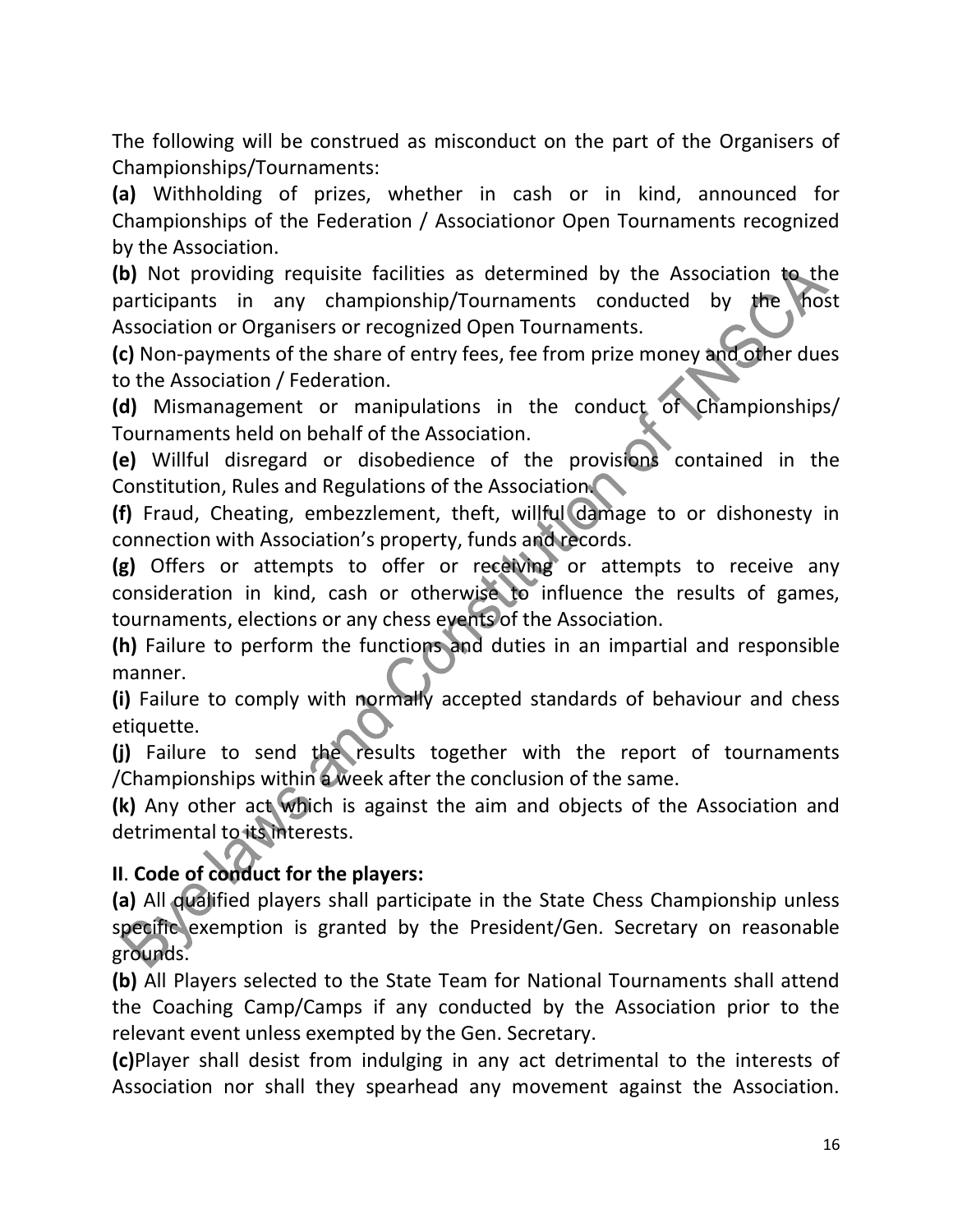The following will be construed as misconduct on the part of the Organisers of Championships/Tournaments:

**(a)** Withholding of prizes, whether in cash or in kind, announced for Championships of the Federation / Associationor Open Tournaments recognized by the Association.

**(b)** Not providing requisite facilities as determined by the Association to the participants in any championship/Tournaments conducted by the host Association or Organisers or recognized Open Tournaments.

**(c)** Non-payments of the share of entry fees, fee from prize money and other dues to the Association / Federation.

**(d)** Mismanagement or manipulations in the conduct of Championships/ Tournaments held on behalf of the Association.

**(e)** Willful disregard or disobedience of the provisions contained in the Constitution, Rules and Regulations of the Association.

**(f)** Fraud, Cheating, embezzlement, theft, willful damage to or dishonesty in connection with Association's property, funds and records.

**(g)** Offers or attempts to offer or receiving or attempts to receive any consideration in kind, cash or otherwise to influence the results of games, tournaments, elections or any chess events of the Association.

**(h)** Failure to perform the functions and duties in an impartial and responsible manner.

**(i)** Failure to comply with normally accepted standards of behaviour and chess etiquette.

**(j)** Failure to send the results together with the report of tournaments /Championships within a week after the conclusion of the same.

**(k)** Any other act which is against the aim and objects of the Association and detrimental to its interests.

## II. Code of conduct for the players:

**(a)** All qualified players shall participate in the State Chess Championship unless specific exemption is granted by the President/Gen. Secretary on reasonable grounds.

**(b)** All Players selected to the State Team for National Tournaments shall attend the Coaching Camp/Camps if any conducted by the Association prior to the relevant event unless exempted by the Gen. Secretary.

**(c)**Player shall desist from indulging in any act detrimental to the interests of Association nor shall they spearhead any movement against the Association.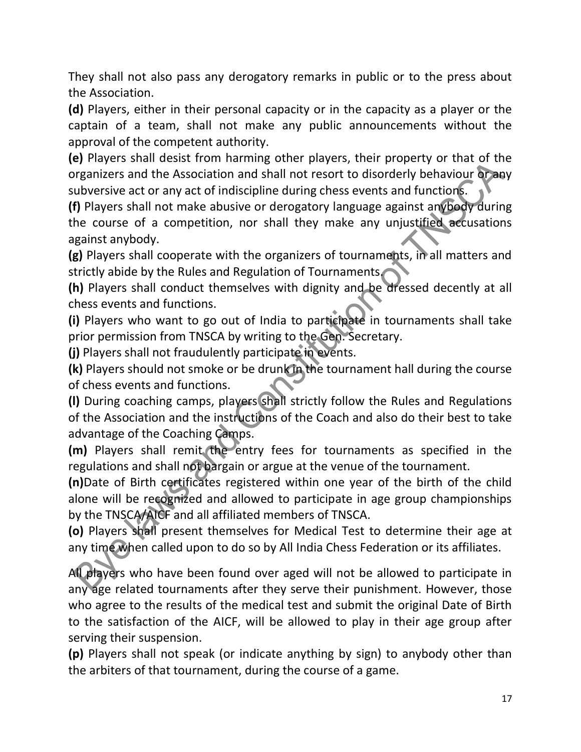They shall not also pass any derogatory remarks in public or to the press about the Association.

**(d)** Players, either in their personal capacity or in the capacity as a player or the captain of a team, shall not make any public announcements without the approval of the competent authority.

**(e)** Players shall desist from harming other players, their property or that of the organizers and the Association and shall not resort to disorderly behaviour or any subversive act or any act of indiscipline during chess events and functions.

**(f)** Players shall not make abusive or derogatory language against anybody during the course of a competition, nor shall they make any unjustified accusations against anybody.

**(g)** Players shall cooperate with the organizers of tournaments, in all matters and strictly abide by the Rules and Regulation of Tournaments.

**(h)** Players shall conduct themselves with dignity and be dressed decently at all chess events and functions.

**(i)** Players who want to go out of India to participate in tournaments shall take prior permission from TNSCA by writing to the Gen. Secretary.

**(j)** Players shall not fraudulently participate in events.

**(k)** Players should not smoke or be drunk in the tournament hall during the course of chess events and functions.

**(l)** During coaching camps, players shall strictly follow the Rules and Regulations of the Association and the instructions of the Coach and also do their best to take advantage of the Coaching Camps.

**(m)** Players shall remit the entry fees for tournaments as specified in the regulations and shall not bargain or argue at the venue of the tournament.

**(n)**Date of Birth certificates registered within one year of the birth of the child alone will be recognized and allowed to participate in age group championships by the TNSCA/AICF and all affiliated members of TNSCA.

**(o)** Players shall present themselves for Medical Test to determine their age at any time when called upon to do so by All India Chess Federation or its affiliates.

All players who have been found over aged will not be allowed to participate in any age related tournaments after they serve their punishment. However, those who agree to the results of the medical test and submit the original Date of Birth to the satisfaction of the AICF, will be allowed to play in their age group after serving their suspension.

**(p)** Players shall not speak (or indicate anything by sign) to anybody other than the arbiters of that tournament, during the course of a game.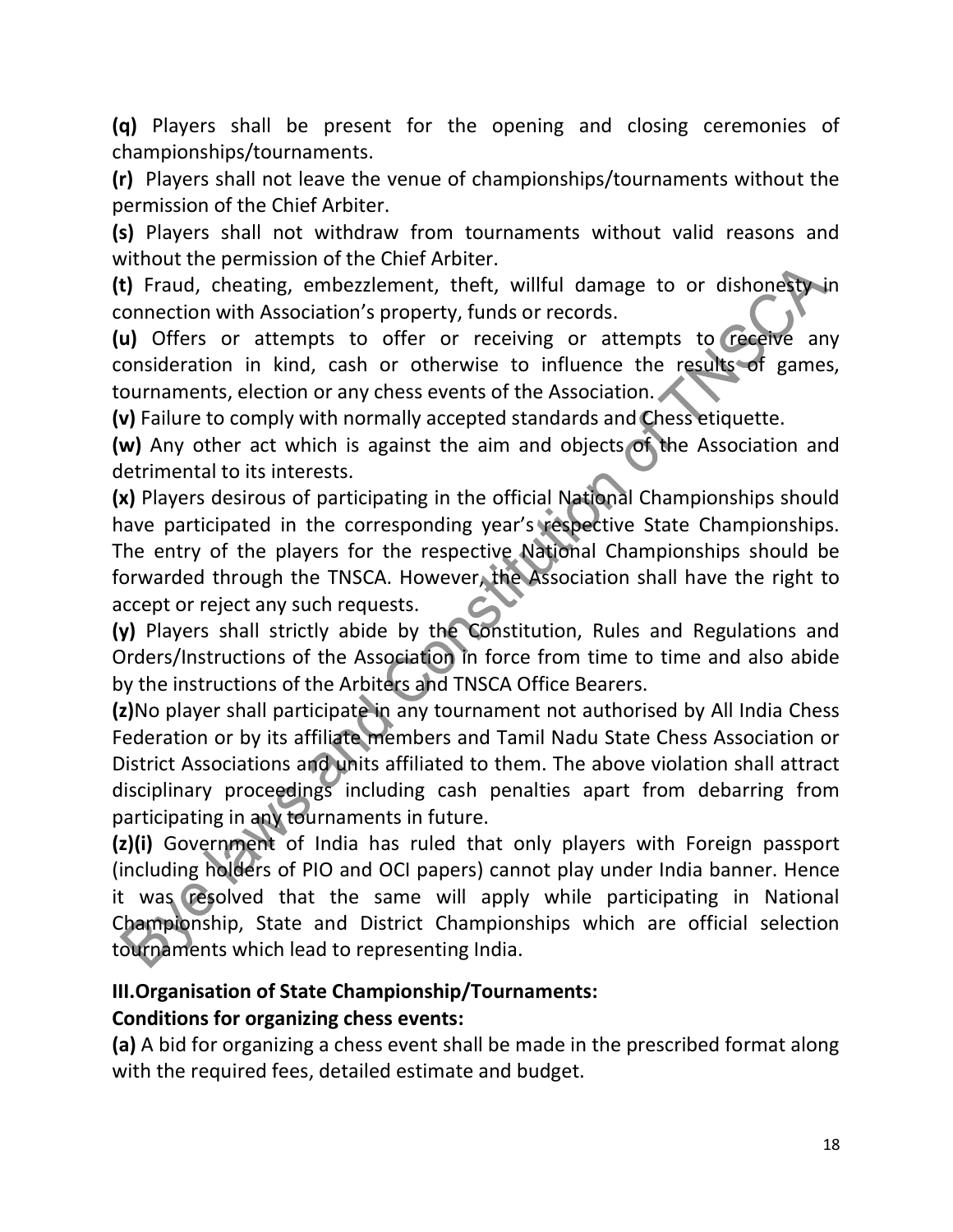**(q)** Players shall be present for the opening and closing ceremonies of championships/tournaments.

**(r)** Players shall not leave the venue of championships/tournaments without the permission of the Chief Arbiter.

**(s)** Players shall not withdraw from tournaments without valid reasons and without the permission of the Chief Arbiter.

**(t)** Fraud, cheating, embezzlement, theft, willful damage to or dishonesty in connection with Association's property, funds or records.

**(u)** Offers or attempts to offer or receiving or attempts to receive any consideration in kind, cash or otherwise to influence the results of games, tournaments, election or any chess events of the Association.

**(v)** Failure to comply with normally accepted standards and Chess etiquette.

**(w)** Any other act which is against the aim and objects of the Association and detrimental to its interests.

**(x)** Players desirous of participating in the official National Championships should have participated in the corresponding year's respective State Championships. The entry of the players for the respective National Championships should be forwarded through the TNSCA. However, the Association shall have the right to accept or reject any such requests.

**(y)** Players shall strictly abide by the Constitution, Rules and Regulations and Orders/Instructions of the Association in force from time to time and also abide by the instructions of the Arbiters and TNSCA Office Bearers.

**(z)**No player shall participate in any tournament not authorised by All India Chess Federation or by its affiliate members and Tamil Nadu State Chess Association or District Associations and units affiliated to them. The above violation shall attract disciplinary proceedings including cash penalties apart from debarring from participating in any tournaments in future.

**(z)(i)** Government of India has ruled that only players with Foreign passport (including holders of PIO and OCI papers) cannot play under India banner. Hence it was resolved that the same will apply while participating in National Championship, State and District Championships which are official selection tournaments which lead to representing India.

**III.Organisation of State Championship/Tournaments:**

**Conditions for organizing chess events:**

**(a)** A bid for organizing a chess event shall be made in the prescribed format along with the required fees, detailed estimate and budget.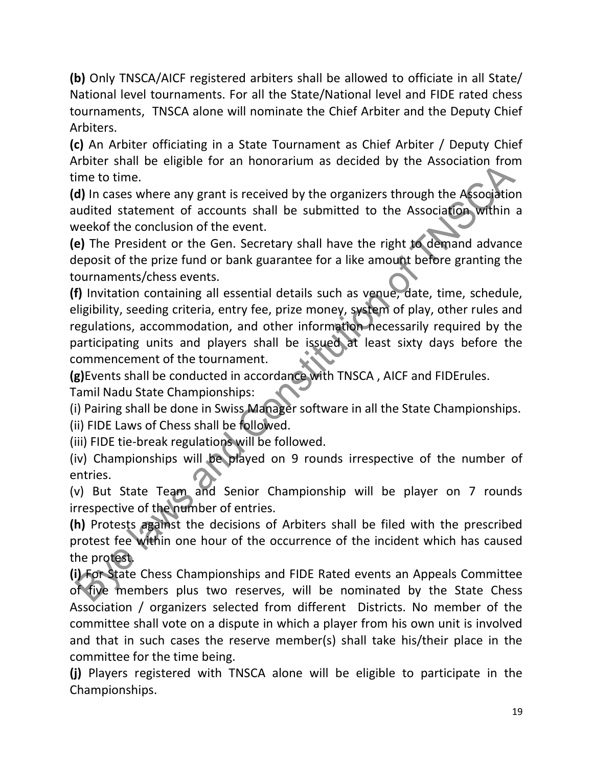**(b)** Only TNSCA/AICF registered arbiters shall be allowed to officiate in all State/ National level tournaments. For all the State/National level and FIDE rated chess tournaments, TNSCA alone will nominate the Chief Arbiter and the Deputy Chief Arbiters.

**(c)** An Arbiter officiating in a State Tournament as Chief Arbiter / Deputy Chief Arbiter shall be eligible for an honorarium as decided by the Association from time to time.

**(d)** In cases where any grant is received by the organizers through the Association audited statement of accounts shall be submitted to the Association within a weekof the conclusion of the event.

**(e)** The President or the Gen. Secretary shall have the right to demand advance deposit of the prize fund or bank guarantee for a like amount before granting the tournaments/chess events.

**(f)** Invitation containing all essential details such as venue, date, time, schedule, eligibility, seeding criteria, entry fee, prize money, system of play, other rules and regulations, accommodation, and other information necessarily required by the participating units and players shall be issued at least sixty days before the commencement of the tournament.

**(g)**Events shall be conducted in accordance with TNSCA , AICF and FIDErules.

Tamil Nadu State Championships:

(i) Pairing shall be done in Swiss Manager software in all the State Championships.

(ii) FIDE Laws of Chess shall be followed.

(iii) FIDE tie-break regulations will be followed.

(iv) Championships will be played on 9 rounds irrespective of the number of entries.

(v) But State Team and Senior Championship will be player on 7 rounds irrespective of the number of entries.

**(h)** Protests against the decisions of Arbiters shall be filed with the prescribed protest fee within one hour of the occurrence of the incident which has caused the protest.

**(i)** For State Chess Championships and FIDE Rated events an Appeals Committee of five members plus two reserves, will be nominated by the State Chess Association / organizers selected from different Districts. No member of the committee shall vote on a dispute in which a player from his own unit is involved and that in such cases the reserve member(s) shall take his/their place in the committee for the time being.

**(j)** Players registered with TNSCA alone will be eligible to participate in the Championships.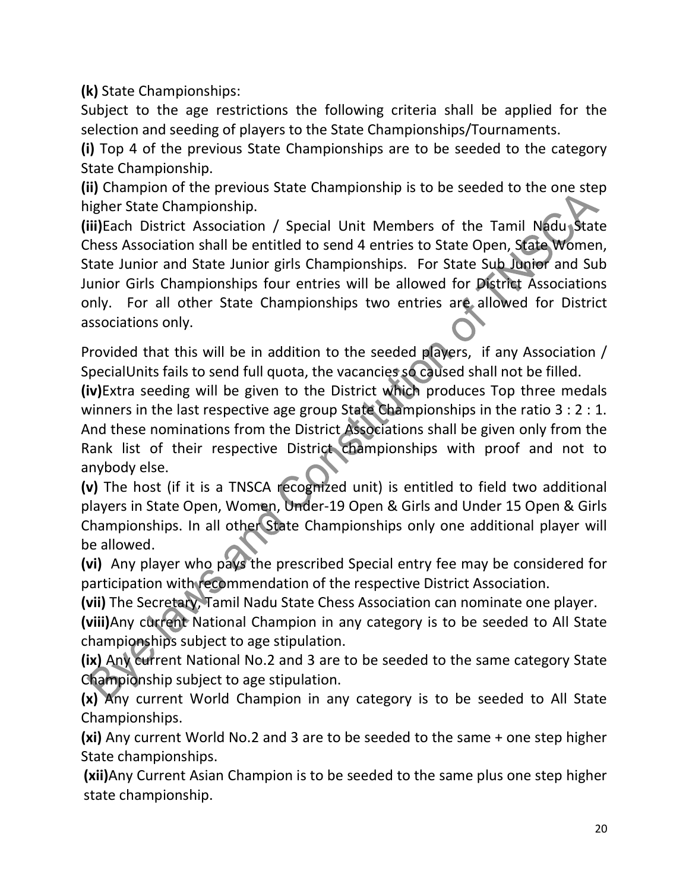**(k)** State Championships:

Subject to the age restrictions the following criteria shall be applied for the selection and seeding of players to the State Championships/Tournaments.

**(i)** Top 4 of the previous State Championships are to be seeded to the category State Championship.

**(ii)** Champion of the previous State Championship is to be seeded to the one step higher State Championship.

**(iii)**Each District Association / Special Unit Members of the Tamil Nadu State Chess Association shall be entitled to send 4 entries to State Open, State Women, State Junior and State Junior girls Championships. For State Sub Junior and Sub Junior Girls Championships four entries will be allowed for District Associations only. For all other State Championships two entries are allowed for District associations only.

Provided that this will be in addition to the seeded players, if any Association / SpecialUnits fails to send full quota, the vacancies so caused shall not be filled.

**(iv)**Extra seeding will be given to the District which produces Top three medals winners in the last respective age group State Championships in the ratio 3 : 2 : 1. And these nominations from the District Associations shall be given only from the Rank list of their respective District championships with proof and not to anybody else.

**(v)** The host (if it is a TNSCA recognized unit) is entitled to field two additional players in State Open, Women, Under-19 Open & Girls and Under 15 Open & Girls Championships. In all other State Championships only one additional player will be allowed.

**(vi)** Any player who pays the prescribed Special entry fee may be considered for participation with recommendation of the respective District Association.

**(vii)** The Secretary, Tamil Nadu State Chess Association can nominate one player.

**(viii)**Any current National Champion in any category is to be seeded to All State championships subject to age stipulation.

**(ix)** Any current National No.2 and 3 are to be seeded to the same category State Championship subject to age stipulation.

**(x)** Any current World Champion in any category is to be seeded to All State Championships.

**(xi)** Any current World No.2 and 3 are to be seeded to the same + one step higher State championships.

**(xii)**Any Current Asian Champion is to be seeded to the same plus one step higher state championship.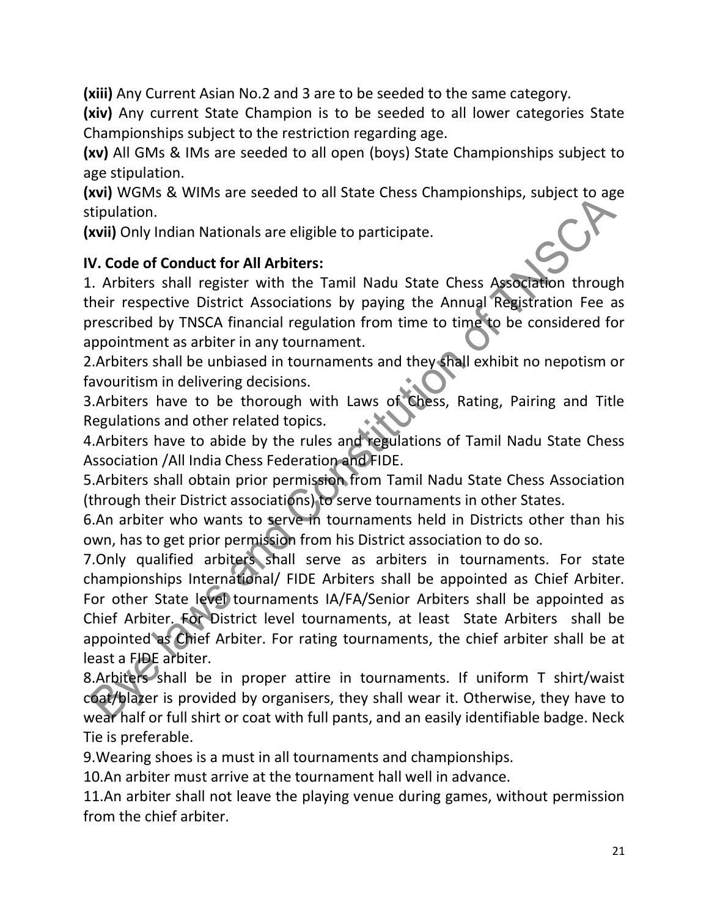**(xiii)** Any Current Asian No.2 and 3 are to be seeded to the same category.

**(xiv)** Any current State Champion is to be seeded to all lower categories State Championships subject to the restriction regarding age.

**(xv)** All GMs & IMs are seeded to all open (boys) State Championships subject to age stipulation.

**(xvi)** WGMs & WIMs are seeded to all State Chess Championships, subject to age stipulation.

**(xvii)** Only Indian Nationals are eligible to participate.

### IV. Code of Conduct for All Arbiters:

1. Arbiters shall register with the Tamil Nadu State Chess Association through their respective District Associations by paying the Annual Registration Fee as prescribed by TNSCA financial regulation from time to time to be considered for appointment as arbiter in any tournament.
2. Arbiters shall be unbiased in tournaments and they shall exhibit no nepotism or favouritism in delivering decisions.
3. Arbiters have to be thorough with Laws of Chess, Rating, Pairing and Title Regulations and other related topics.
4. Arbiters have to abide by the rules and regulations of Tamil Nadu State Chess Association /All India Chess Federation and FIDE.
5. Arbiters shall obtain prior permission from Tamil Nadu State Chess Association (through their District associations) to serve tournaments in other States.
6. An arbiter who wants to serve in tournaments held in Districts other than his own, has to get prior permission from his District association to do so.
7. Only qualified arbiters shall serve as arbiters in tournaments. For state championships International/ FIDE Arbiters shall be appointed as Chief Arbiter. For other State level tournaments IA/FA/Senior Arbiters shall be appointed as Chief Arbiter. For District level tournaments, at least State Arbiters shall be appointed as Chief Arbiter. For rating tournaments, the chief arbiter shall be at least a FIDE arbiter.
8. Arbiters shall be in proper attire in tournaments. If uniform T shirt/waist coat/blazer is provided by organisers, they shall wear it. Otherwise, they have to wear half or full shirt or coat with full pants, and an easily identifiable badge. Neck Tie is preferable.
9. Wearing shoes is a must in all tournaments and championships.
10. An arbiter must arrive at the tournament hall well in advance.
11. An arbiter shall not leave the playing venue during games, without permission from the chief arbiter.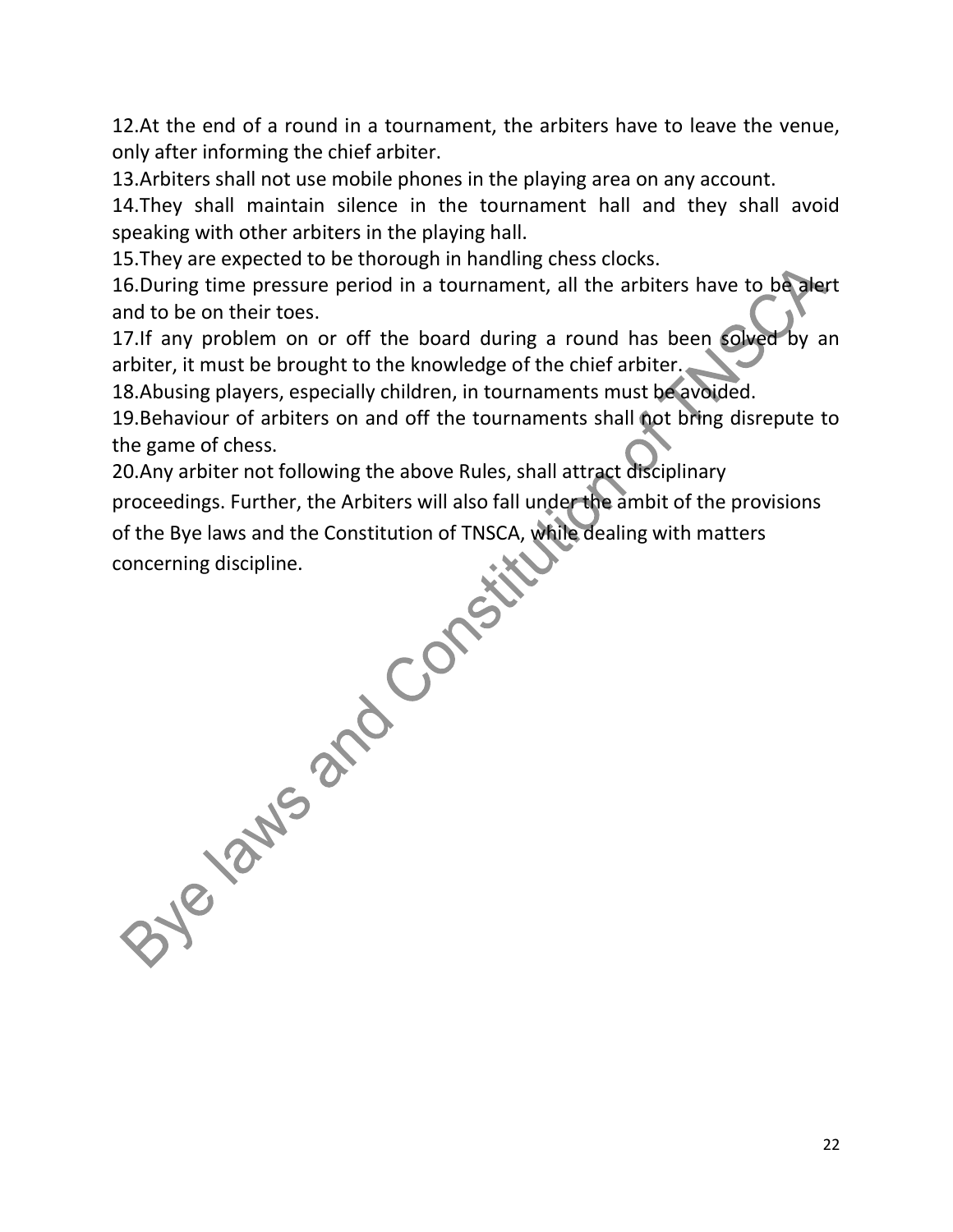12.At the end of a round in a tournament, the arbiters have to leave the venue, only after informing the chief arbiter.

13.Arbiters shall not use mobile phones in the playing area on any account.

14.They shall maintain silence in the tournament hall and they shall avoid speaking with other arbiters in the playing hall.

15.They are expected to be thorough in handling chess clocks.

16.During time pressure period in a tournament, all the arbiters have to be alert and to be on their toes.

17.If any problem on or off the board during a round has been solved by an arbiter, it must be brought to the knowledge of the chief arbiter.

18.Abusing players, especially children, in tournaments must be avoided.

19.Behaviour of arbiters on and off the tournaments shall not bring disrepute to the game of chess.

20.Any arbiter not following the above Rules, shall attract disciplinary proceedings. Further, the Arbiters will also fall under the ambit of the provisions of the Bye laws and the Constitution of TNSCA, while dealing with matters concerning discipline.